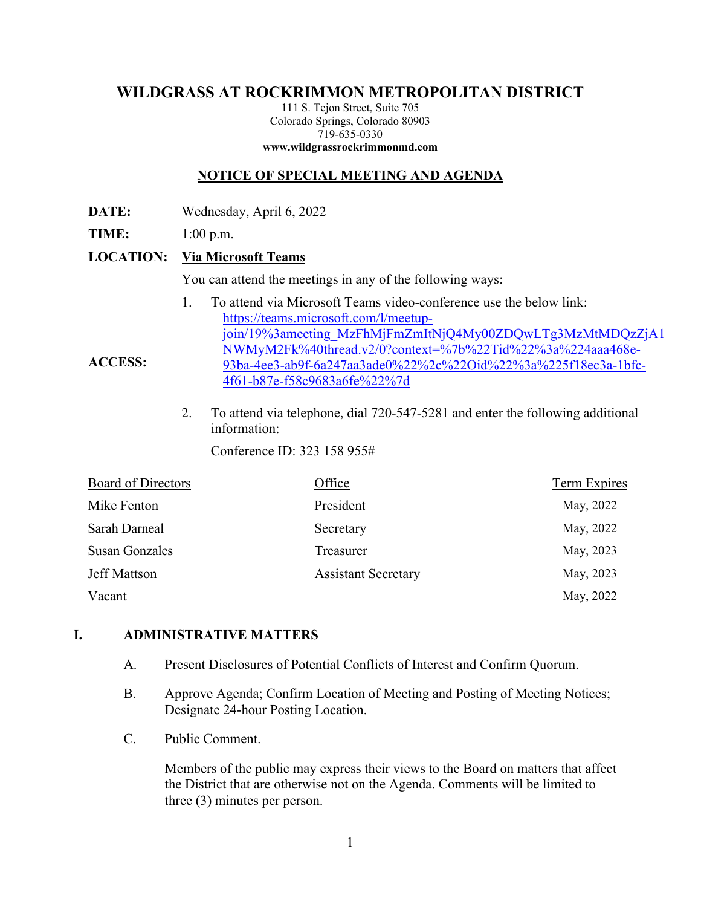# WILDGRASS AT ROCKRIMMON METROPOLITAN DISTRICT

111 S. Tejon Street, Suite 705
Colorado Springs, Colorado 80903
719-635-0330
**www.wildgrassrockrimmonmd.com**

## NOTICE OF SPECIAL MEETING AND AGENDA

**DATE:** Wednesday, April 6, 2022

**TIME:** 1:00 p.m.

**LOCATION:** **Via Microsoft Teams**

You can attend the meetings in any of the following ways:

**ACCESS:**

1. To attend via Microsoft Teams video-conference use the below link: https://teams.microsoft.com/l/meetup-join/19%3ameeting_MzFhMjFmZmItNjQ4My00ZDQwLTg3MzMtMDQzZjA1NWMyM2Fk%40thread.v2/0?context=%7b%22Tid%22%3a%224aaa468e-93ba-4ee3-ab9f-6a247aa3ade0%22%2c%22Oid%22%3a%225f18ec3a-1bfc-4f61-b87e-f58c9683a6fe%22%7d

2. To attend via telephone, dial 720-547-5281 and enter the following additional information:

   Conference ID: 323 158 955#

| Board of Directors | Office | Term Expires |
|---|---|---|
| Mike Fenton | President | May, 2022 |
| Sarah Darneal | Secretary | May, 2022 |
| Susan Gonzales | Treasurer | May, 2023 |
| Jeff Mattson | Assistant Secretary | May, 2023 |
| Vacant | | May, 2022 |

## I. ADMINISTRATIVE MATTERS

A. Present Disclosures of Potential Conflicts of Interest and Confirm Quorum.

B. Approve Agenda; Confirm Location of Meeting and Posting of Meeting Notices; Designate 24-hour Posting Location.

C. Public Comment.

Members of the public may express their views to the Board on matters that affect the District that are otherwise not on the Agenda. Comments will be limited to three (3) minutes per person.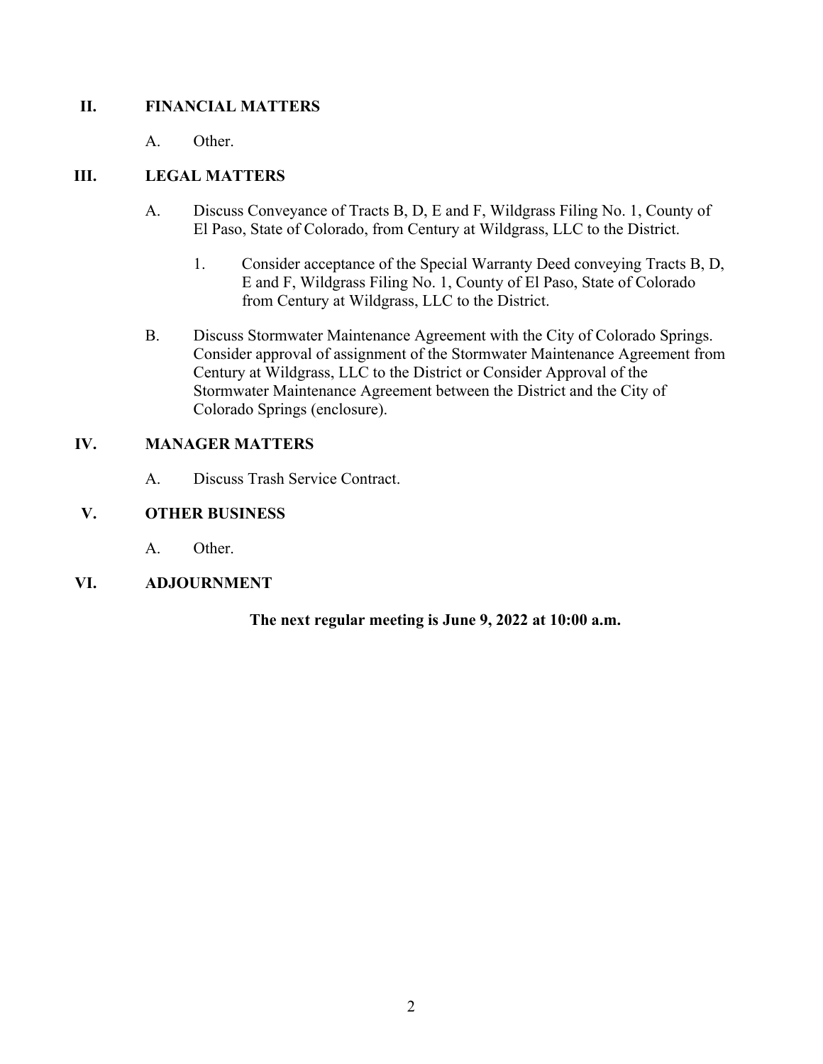## II. FINANCIAL MATTERS

A. Other.

## III. LEGAL MATTERS

A. Discuss Conveyance of Tracts B, D, E and F, Wildgrass Filing No. 1, County of El Paso, State of Colorado, from Century at Wildgrass, LLC to the District.

1. Consider acceptance of the Special Warranty Deed conveying Tracts B, D, E and F, Wildgrass Filing No. 1, County of El Paso, State of Colorado from Century at Wildgrass, LLC to the District.

B. Discuss Stormwater Maintenance Agreement with the City of Colorado Springs. Consider approval of assignment of the Stormwater Maintenance Agreement from Century at Wildgrass, LLC to the District or Consider Approval of the Stormwater Maintenance Agreement between the District and the City of Colorado Springs (enclosure).

## IV. MANAGER MATTERS

A. Discuss Trash Service Contract.

## V. OTHER BUSINESS

A. Other.

## VI. ADJOURNMENT

**The next regular meeting is June 9, 2022 at 10:00 a.m.**